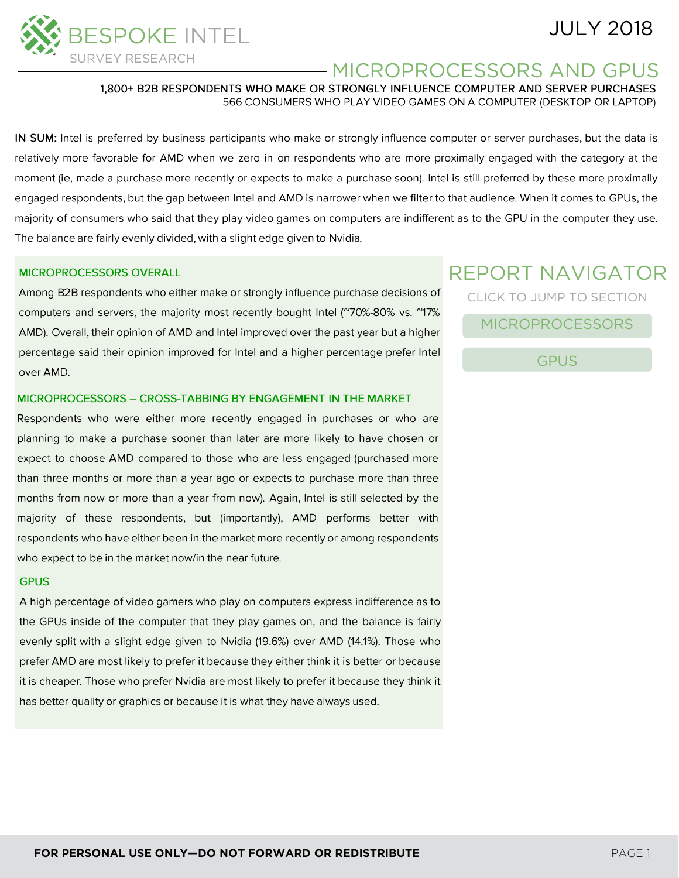# BESPOKE INTEL

SURVEY RESEARCH

JULY 2018

## MICROPROCESSORS AND GPUS

**1,800+ B2B RESPONDENTS WHO MAKE OR STRONGLY INFLUENCE COMPUTER AND SERVER PURCHASES**

566 CONSUMERS WHO PLAY VIDEO GAMES ON A COMPUTER (DESKTOP OR LAPTOP)

**IN SUM:** Intel is preferred by business participants who make or strongly influence computer or server purchases, but the data is relatively more favorable for AMD when we zero in on respondents who are more proximally engaged with the category at the moment (ie, made a purchase more recently or expects to make a purchase soon). Intel is still preferred by these more proximally engaged respondents, but the gap between Intel and AMD is narrower when we filter to that audience. When it comes to GPUs, the majority of consumers who said that they play video games on computers are indifferent as to the GPU in the computer they use. The balance are fairly evenly divided, with a slight edge given to Nvidia.

### MICROPROCESSORS OVERALL

Among B2B respondents who either make or strongly influence purchase decisions of computers and servers, the majority most recently bought Intel (~70%-80% vs. ~17% AMD). Overall, their opinion of AMD and Intel improved over the past year but a higher percentage said their opinion improved for Intel and a higher percentage prefer Intel over AMD.

### MICROPROCESSORS – CROSS-TABBING BY ENGAGEMENT IN THE MARKET

Respondents who were either more recently engaged in purchases or who are planning to make a purchase sooner than later are more likely to have chosen or expect to choose AMD compared to those who are less engaged (purchased more than three months or more than a year ago or expects to purchase more than three months from now or more than a year from now). Again, Intel is still selected by the majority of these respondents, but (importantly), AMD performs better with respondents who have either been in the market more recently or among respondents who expect to be in the market now/in the near future.

### GPUS

A high percentage of video gamers who play on computers express indifference as to the GPUs inside of the computer that they play games on, and the balance is fairly evenly split with a slight edge given to Nvidia (19.6%) over AMD (14.1%). Those who prefer AMD are most likely to prefer it because they either think it is better or because it is cheaper. Those who prefer Nvidia are most likely to prefer it because they think it has better quality or graphics or because it is what they have always used.

## REPORT NAVIGATOR

CLICK TO JUMP TO SECTION

- MICROPROCESSORS
- GPUS

**FOR PERSONAL USE ONLY—DO NOT FORWARD OR REDISTRIBUTE**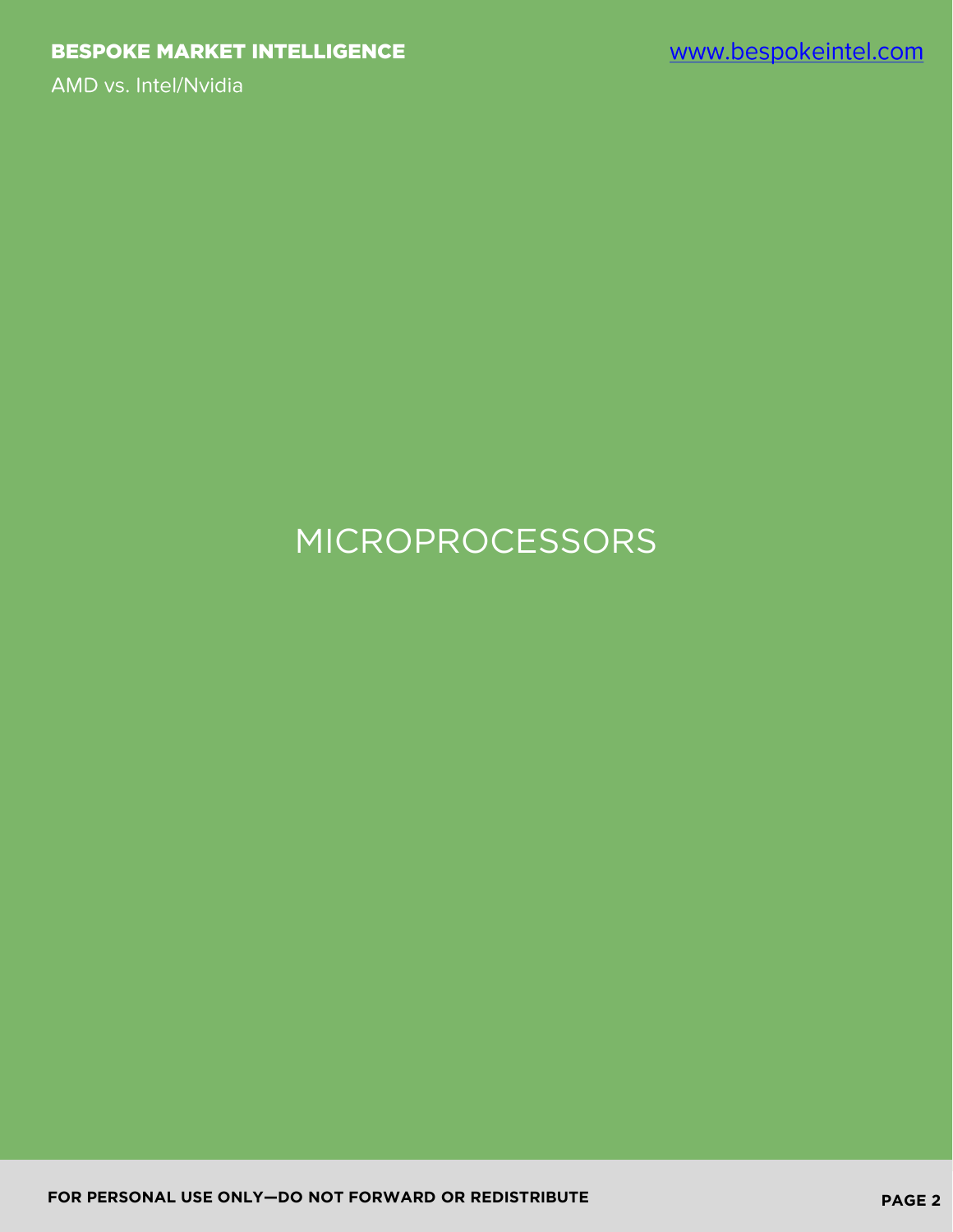# MICROPROCESSORS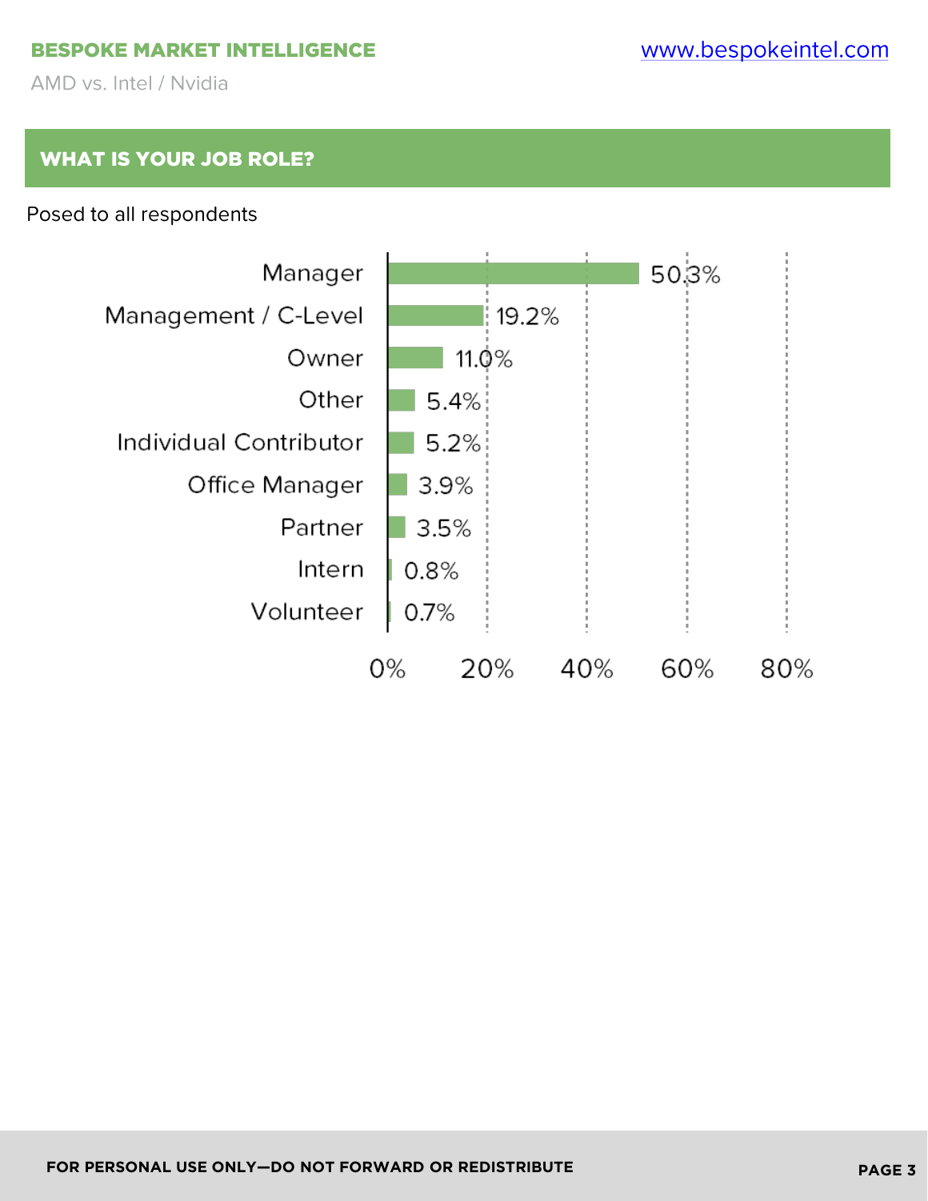## WHAT IS YOUR JOB ROLE?

Posed to all respondents

| Job Role | Percentage |
| --- | --- |
| Manager | 50.3% |
| Management / C-Level | 19.2% |
| Owner | 11.0% |
| Other | 5.4% |
| Individual Contributor | 5.2% |
| Office Manager | 3.9% |
| Partner | 3.5% |
| Intern | 0.8% |
| Volunteer | 0.7% |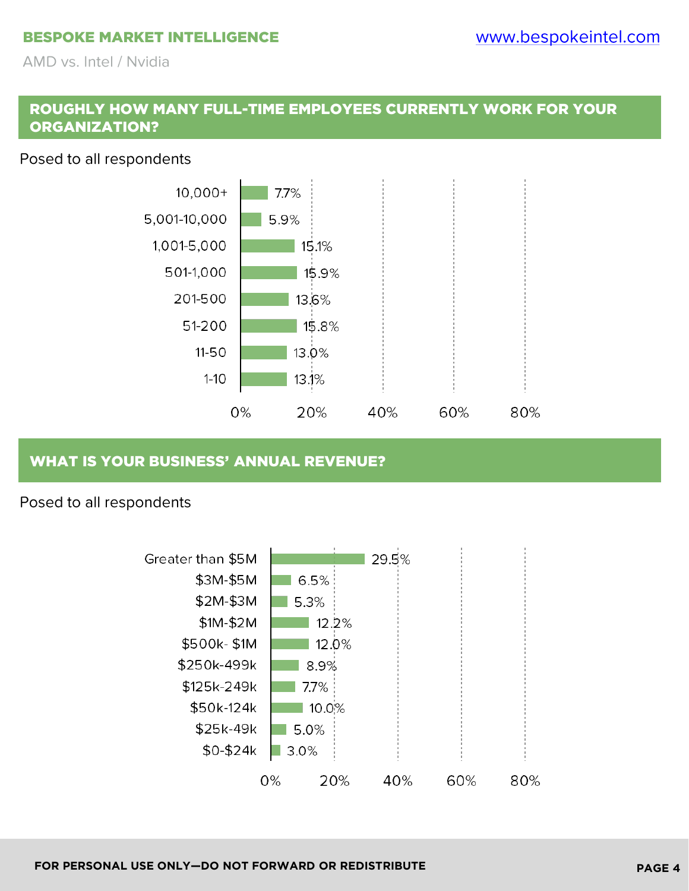## ROUGHLY HOW MANY FULL-TIME EMPLOYEES CURRENTLY WORK FOR YOUR ORGANIZATION?

Posed to all respondents

| Employees | Percentage |
|---|---|
| 10,000+ | 7.7% |
| 5,001-10,000 | 5.9% |
| 1,001-5,000 | 15.1% |
| 501-1,000 | 15.9% |
| 201-500 | 13.6% |
| 51-200 | 15.8% |
| 11-50 | 13.0% |
| 1-10 | 13.1% |

## WHAT IS YOUR BUSINESS' ANNUAL REVENUE?

Posed to all respondents

| Annual Revenue | Percentage |
|---|---|
| Greater than $5M | 29.5% |
| $3M-$5M | 6.5% |
| $2M-$3M | 5.3% |
| $1M-$2M | 12.2% |
| $500k- $1M | 12.0% |
| $250k-499k | 8.9% |
| $125k-249k | 7.7% |
| $50k-124k | 10.0% |
| $25k-49k | 5.0% |
| $0-$24k | 3.0% |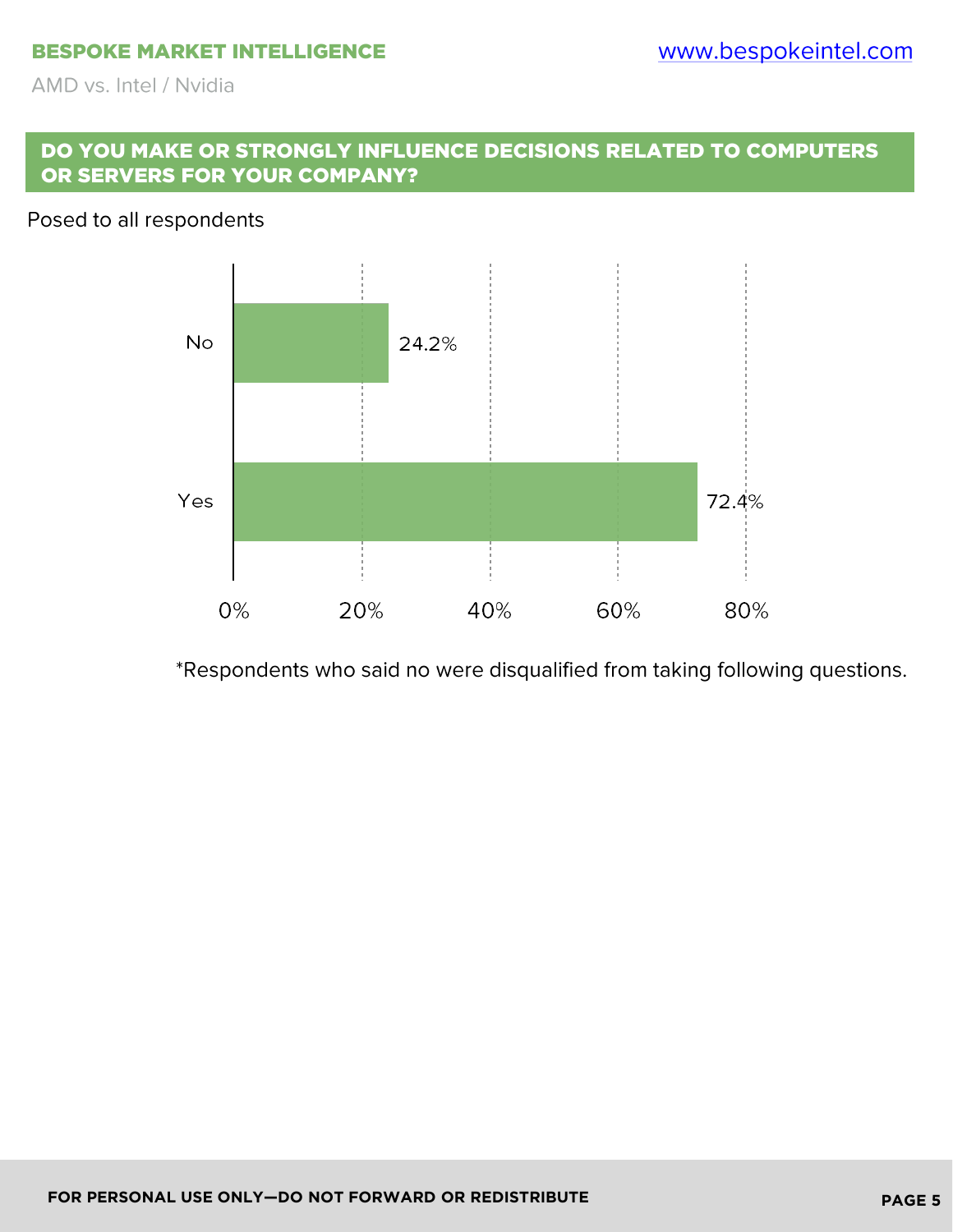## DO YOU MAKE OR STRONGLY INFLUENCE DECISIONS RELATED TO COMPUTERS OR SERVERS FOR YOUR COMPANY?

Posed to all respondents

| Response | Percent |
|---|---|
| No | 24.2% |
| Yes | 72.4% |

*Respondents who said no were disqualified from taking following questions.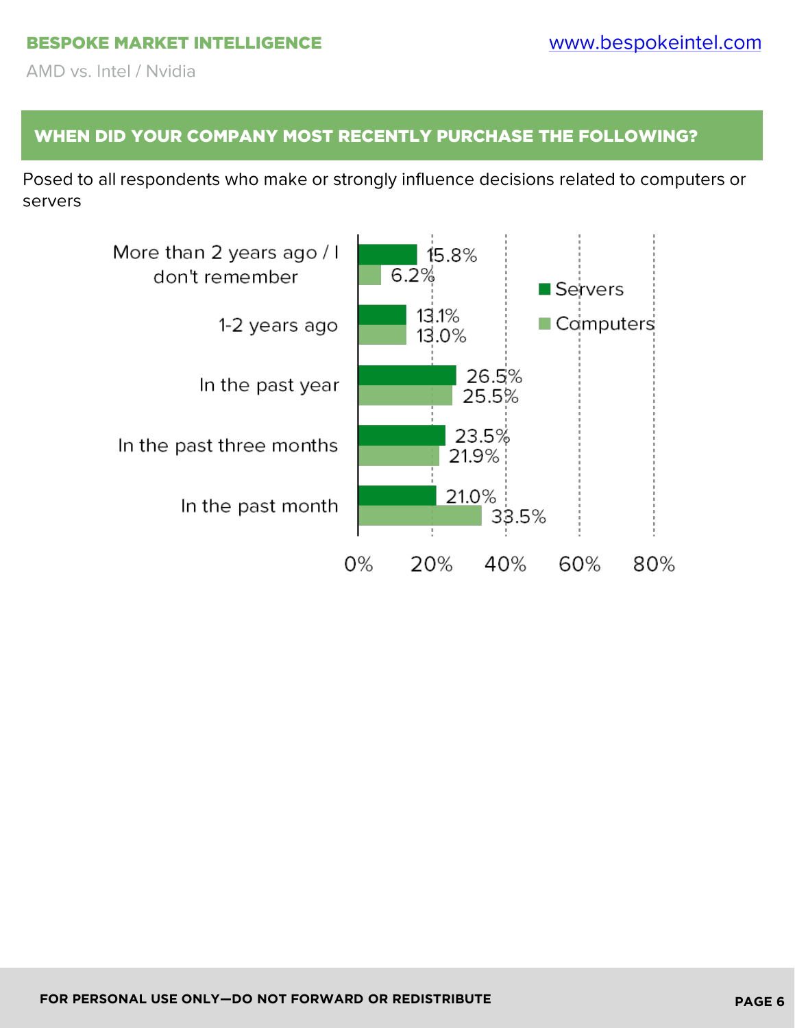## WHEN DID YOUR COMPANY MOST RECENTLY PURCHASE THE FOLLOWING?

Posed to all respondents who make or strongly influence decisions related to computers or servers

| | Servers | Computers |
|---|---|---|
| More than 2 years ago / I don't remember | 15.8% | 6.2% |
| 1-2 years ago | 13.1% | 13.0% |
| In the past year | 26.5% | 25.5% |
| In the past three months | 23.5% | 21.9% |
| In the past month | 21.0% | 33.5% |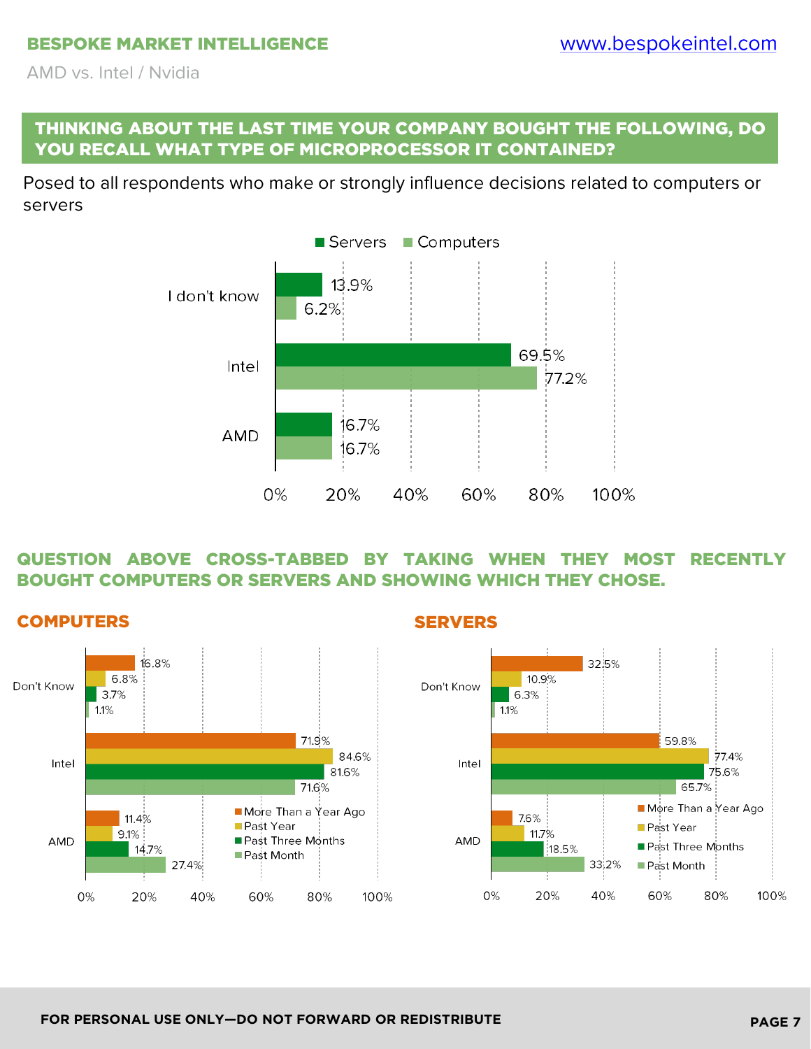## THINKING ABOUT THE LAST TIME YOUR COMPANY BOUGHT THE FOLLOWING, DO YOU RECALL WHAT TYPE OF MICROPROCESSOR IT CONTAINED?

Posed to all respondents who make or strongly influence decisions related to computers or servers

| | Servers | Computers |
|---|---|---|
| I don't know | 13.9% | 6.2% |
| Intel | 69.5% | 77.2% |
| AMD | 16.7% | 16.7% |

## QUESTION ABOVE CROSS-TABBED BY TAKING WHEN THEY MOST RECENTLY BOUGHT COMPUTERS OR SERVERS AND SHOWING WHICH THEY CHOSE.

### COMPUTERS

| | More Than a Year Ago | Past Year | Past Three Months | Past Month |
|---|---|---|---|---|
| Don't Know | 16.8% | 6.8% | 3.7% | 1.1% |
| Intel | 71.9% | 84.6% | 81.6% | 71.6% |
| AMD | 11.4% | 9.1% | 14.7% | 27.4% |

### SERVERS

| | More Than a Year Ago | Past Year | Past Three Months | Past Month |
|---|---|---|---|---|
| Don't Know | 32.5% | 10.9% | 6.3% | 1.1% |
| Intel | 59.8% | 77.4% | 75.6% | 65.7% |
| AMD | 7.6% | 11.7% | 18.5% | 33.2% |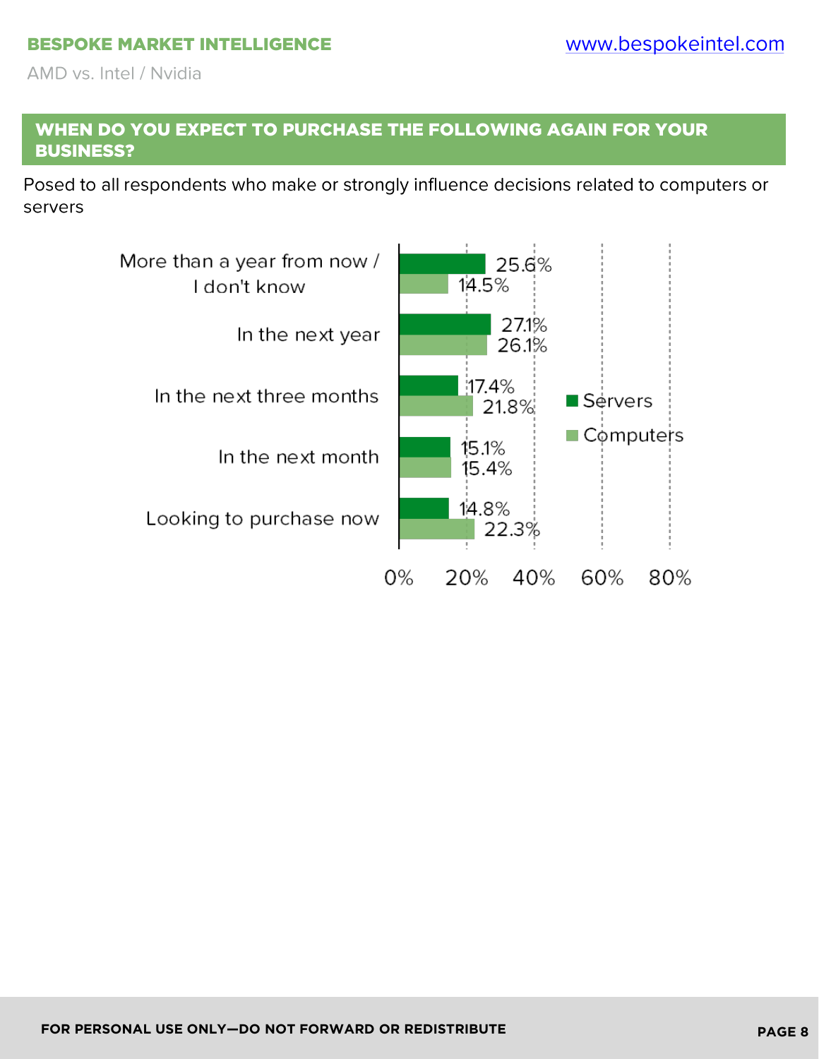## WHEN DO YOU EXPECT TO PURCHASE THE FOLLOWING AGAIN FOR YOUR BUSINESS?

Posed to all respondents who make or strongly influence decisions related to computers or servers

| | Servers | Computers |
|---|---|---|
| More than a year from now / I don't know | 25.6% | 14.5% |
| In the next year | 27.1% | 26.1% |
| In the next three months | 17.4% | 21.8% |
| In the next month | 15.1% | 15.4% |
| Looking to purchase now | 14.8% | 22.3% |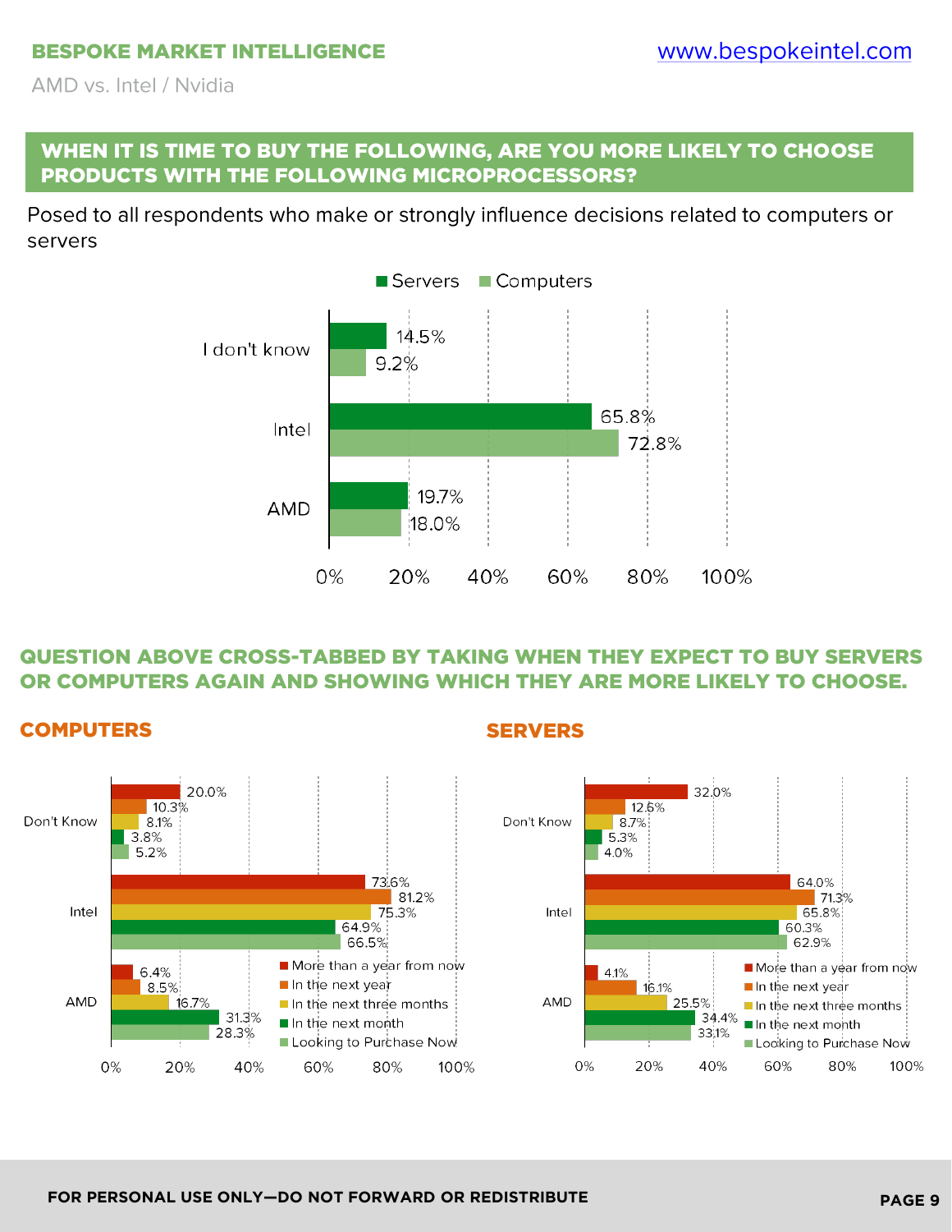## WHEN IT IS TIME TO BUY THE FOLLOWING, ARE YOU MORE LIKELY TO CHOOSE PRODUCTS WITH THE FOLLOWING MICROPROCESSORS?

Posed to all respondents who make or strongly influence decisions related to computers or servers

| | Servers | Computers |
|---|---|---|
| I don't know | 14.5% | 9.2% |
| Intel | 65.8% | 72.8% |
| AMD | 19.7% | 18.0% |

## QUESTION ABOVE CROSS-TABBED BY TAKING WHEN THEY EXPECT TO BUY SERVERS OR COMPUTERS AGAIN AND SHOWING WHICH THEY ARE MORE LIKELY TO CHOOSE.

### COMPUTERS

| | More than a year from now | In the next year | In the next three months | In the next month | Looking to Purchase Now |
|---|---|---|---|---|---|
| Don't Know | 20.0% | 10.3% | 8.1% | 3.8% | 5.2% |
| Intel | 73.6% | 81.2% | 75.3% | 64.9% | 66.5% |
| AMD | 6.4% | 8.5% | 16.7% | 31.3% | 28.3% |

### SERVERS

| | More than a year from now | In the next year | In the next three months | In the next month | Looking to Purchase Now |
|---|---|---|---|---|---|
| Don't Know | 32.0% | 12.6% | 8.7% | 5.3% | 4.0% |
| Intel | 64.0% | 71.3% | 65.8% | 60.3% | 62.9% |
| AMD | 4.1% | 16.1% | 25.5% | 34.4% | 33.1% |

FOR PERSONAL USE ONLY—DO NOT FORWARD OR REDISTRIBUTE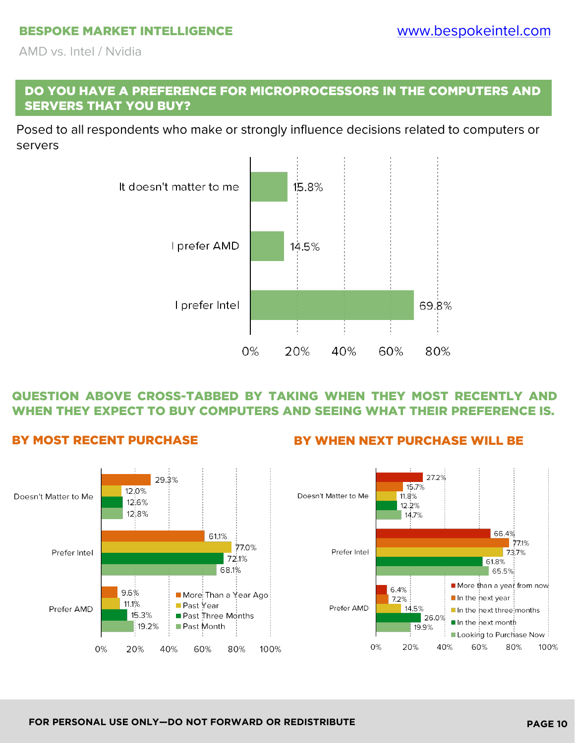## DO YOU HAVE A PREFERENCE FOR MICROPROCESSORS IN THE COMPUTERS AND SERVERS THAT YOU BUY?

Posed to all respondents who make or strongly influence decisions related to computers or servers

| Response | % |
| --- | --- |
| It doesn't matter to me | 15.8% |
| I prefer AMD | 14.5% |
| I prefer Intel | 69.8% |

## QUESTION ABOVE CROSS-TABBED BY TAKING WHEN THEY MOST RECENTLY AND WHEN THEY EXPECT TO BUY COMPUTERS AND SEEING WHAT THEIR PREFERENCE IS.

### BY MOST RECENT PURCHASE

| | More Than a Year Ago | Past Year | Past Three Months | Past Month |
| --- | --- | --- | --- | --- |
| Doesn't Matter to Me | 29.3% | 12.0% | 12.6% | 12.8% |
| Prefer Intel | 61.1% | 77.0% | 72.1% | 68.1% |
| Prefer AMD | 9.6% | 11.1% | 15.3% | 19.2% |

### BY WHEN NEXT PURCHASE WILL BE

| | More than a year from now | In the next year | In the next three months | In the next month | Looking to Purchase Now |
| --- | --- | --- | --- | --- | --- |
| Doesn't Matter to Me | 27.2% | 15.7% | 11.8% | 12.2% | 14.7% |
| Prefer Intel | 66.4% | 77.1% | 73.7% | 61.8% | 65.5% |
| Prefer AMD | 6.4% | 7.2% | 14.5% | 26.0% | 19.9% |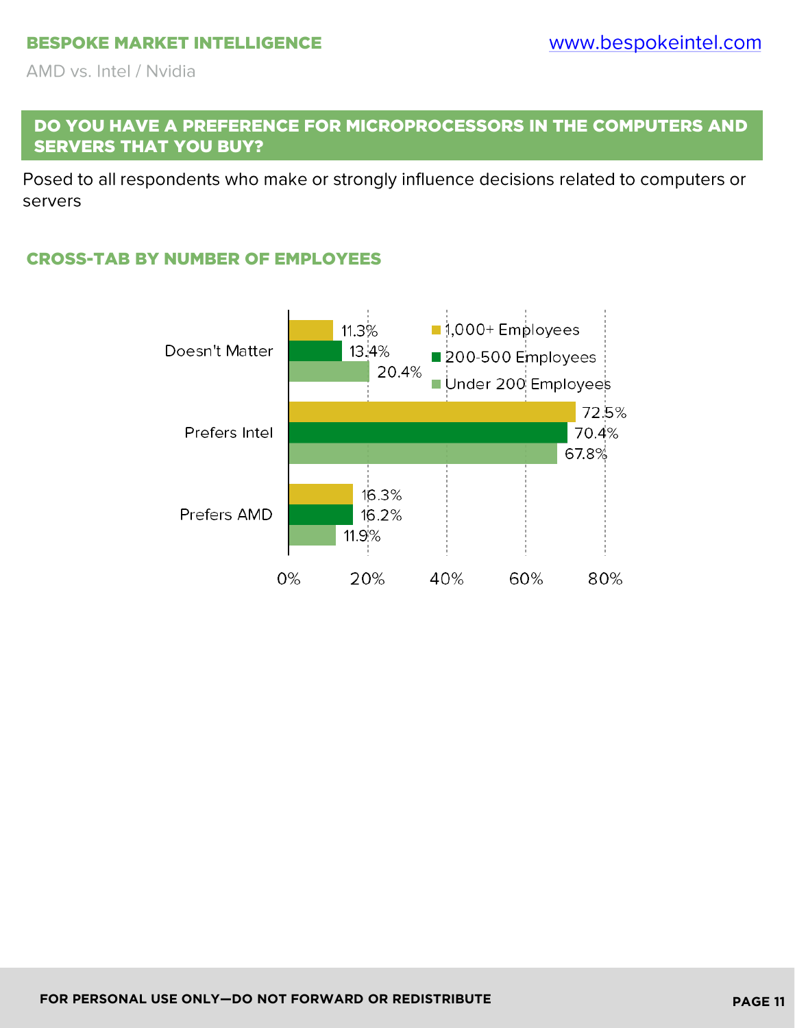## DO YOU HAVE A PREFERENCE FOR MICROPROCESSORS IN THE COMPUTERS AND SERVERS THAT YOU BUY?

Posed to all respondents who make or strongly influence decisions related to computers or servers

### CROSS-TAB BY NUMBER OF EMPLOYEES

| | 1,000+ Employees | 200-500 Employees | Under 200 Employees |
|---|---|---|---|
| Doesn't Matter | 11.3% | 13.4% | 20.4% |
| Prefers Intel | 72.5% | 70.4% | 67.8% |
| Prefers AMD | 16.3% | 16.2% | 11.9% |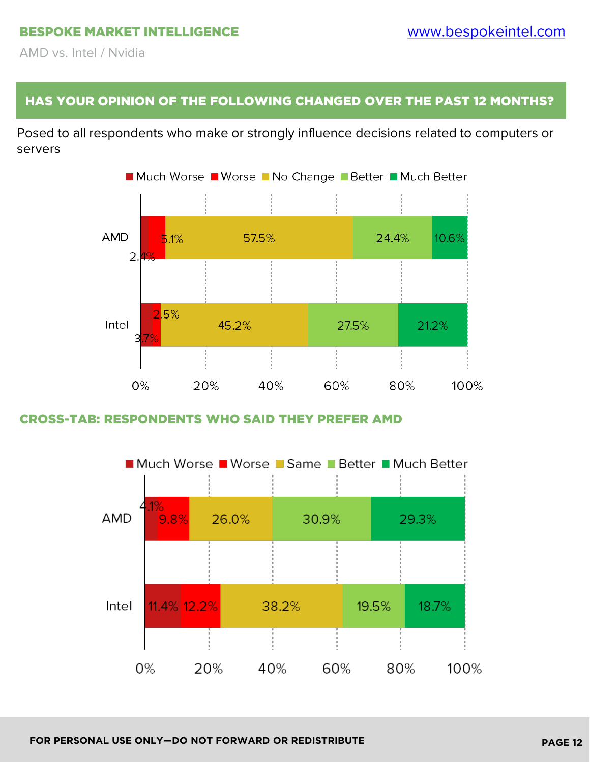## HAS YOUR OPINION OF THE FOLLOWING CHANGED OVER THE PAST 12 MONTHS?

Posed to all respondents who make or strongly influence decisions related to computers or servers

| | Much Worse | Worse | No Change | Better | Much Better |
|---|---|---|---|---|---|
| AMD | 2.4% | 5.1% | 57.5% | 24.4% | 10.6% |
| Intel | 3.7% | 2.5% | 45.2% | 27.5% | 21.2% |

### CROSS-TAB: RESPONDENTS WHO SAID THEY PREFER AMD

| | Much Worse | Worse | Same | Better | Much Better |
|---|---|---|---|---|---|
| AMD | 4.1% | 9.8% | 26.0% | 30.9% | 29.3% |
| Intel | 11.4% | 12.2% | 38.2% | 19.5% | 18.7% |

FOR PERSONAL USE ONLY—DO NOT FORWARD OR REDISTRIBUTE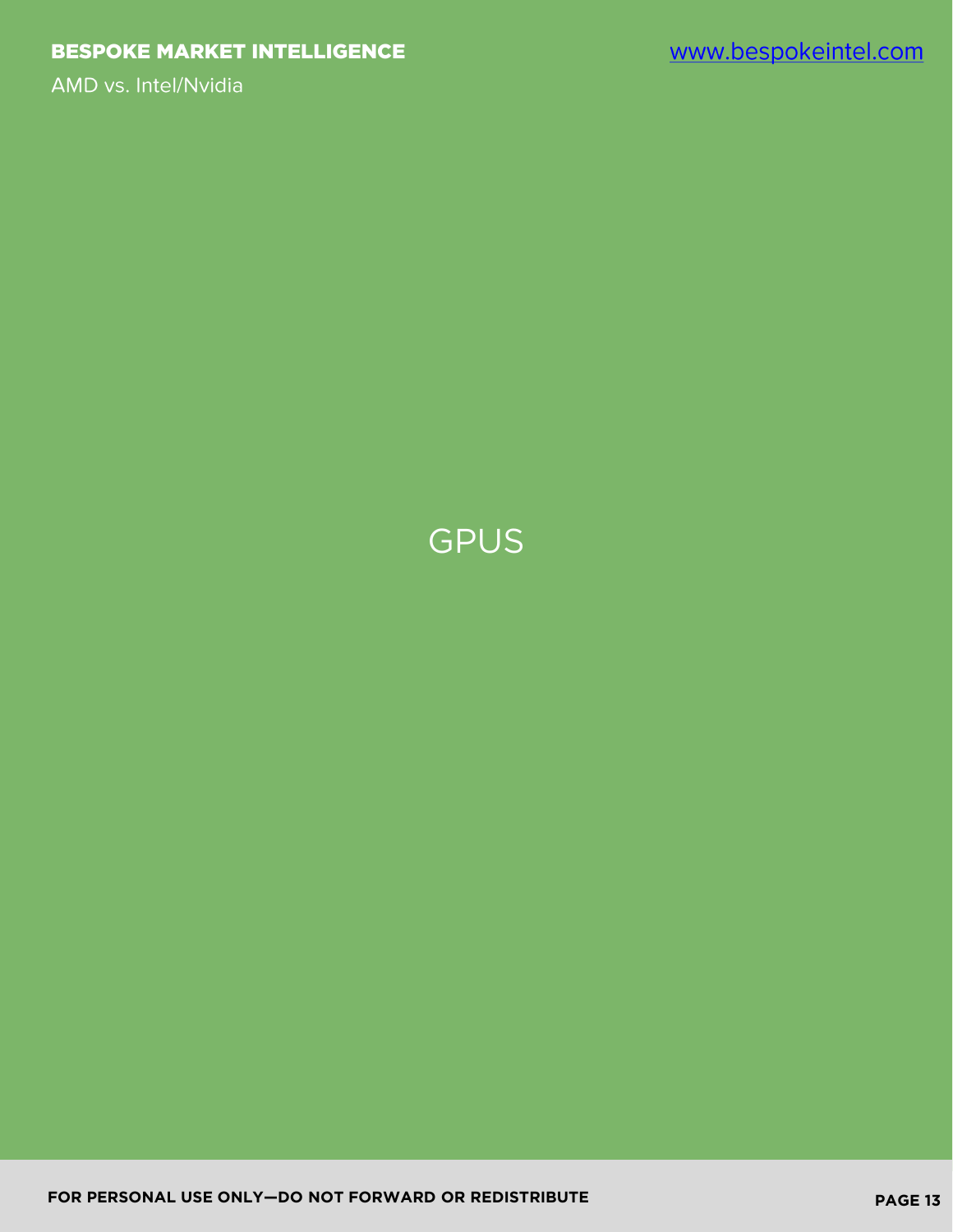# GPUS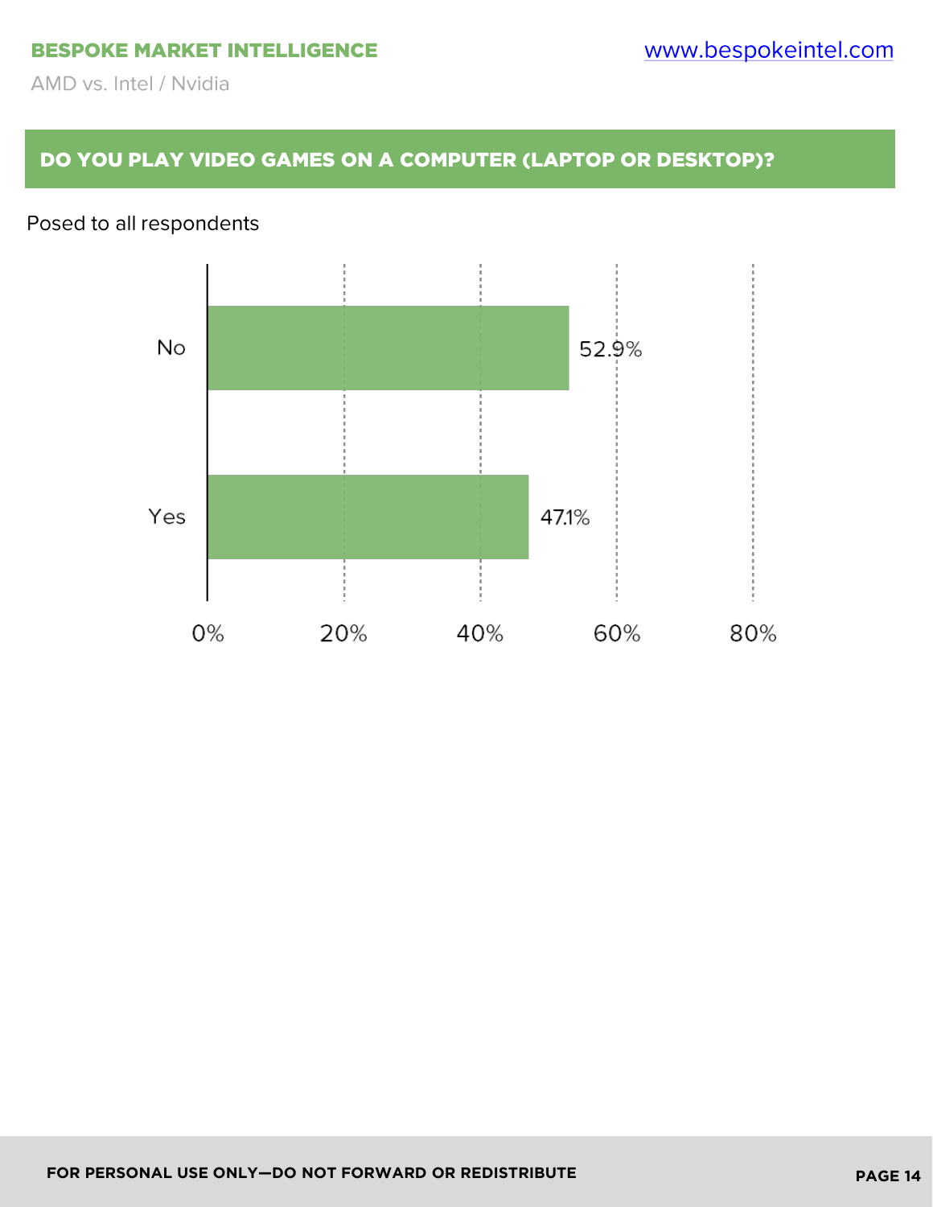## DO YOU PLAY VIDEO GAMES ON A COMPUTER (LAPTOP OR DESKTOP)?

Posed to all respondents

| Response | Percentage |
| --- | --- |
| No | 52.9% |
| Yes | 47.1% |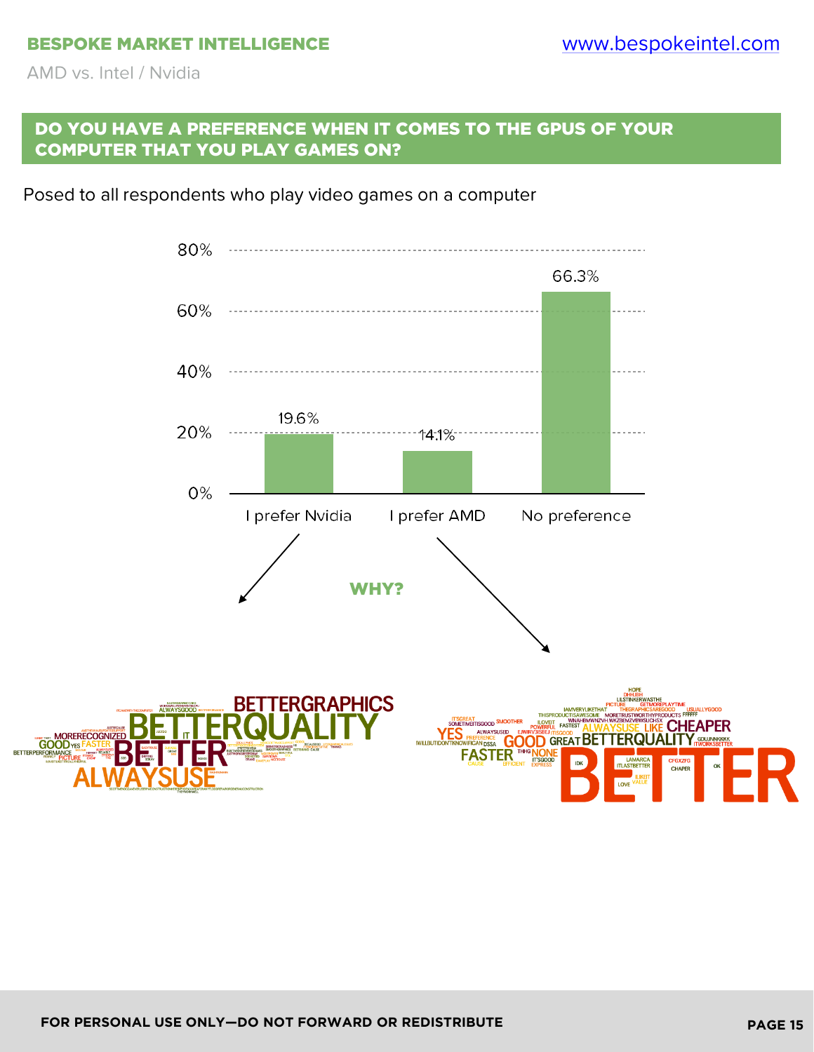## DO YOU HAVE A PREFERENCE WHEN IT COMES TO THE GPUS OF YOUR COMPUTER THAT YOU PLAY GAMES ON?

Posed to all respondents who play video games on a computer

| Response | Percentage |
| --- | --- |
| I prefer Nvidia | 19.6% |
| I prefer AMD | 14.1% |
| No preference | 66.3% |

**WHY?**

I prefer Nvidia: BETTERQUALITY, BETTERGRAPHICS, BETTER, ALWAYSUSE, MORERECOGNIZED, GOOD, FASTER, BETTERPERFORMANCE, PICTURE, ALWAYSGOOD

I prefer AMD: BETTER, BETTERQUALITY, CHEAPER, GOOD, GREAT, FASTER, YES, ALWAYSUSE, LIKE, NONE, SMOOTHER, POWERFUL, FASTEST, IT'SGOOD, ITWORKSBETTER, USUALLYGOOD, CHAPER, EFFICIENT, EXPRESS, LOVE, IDK, OK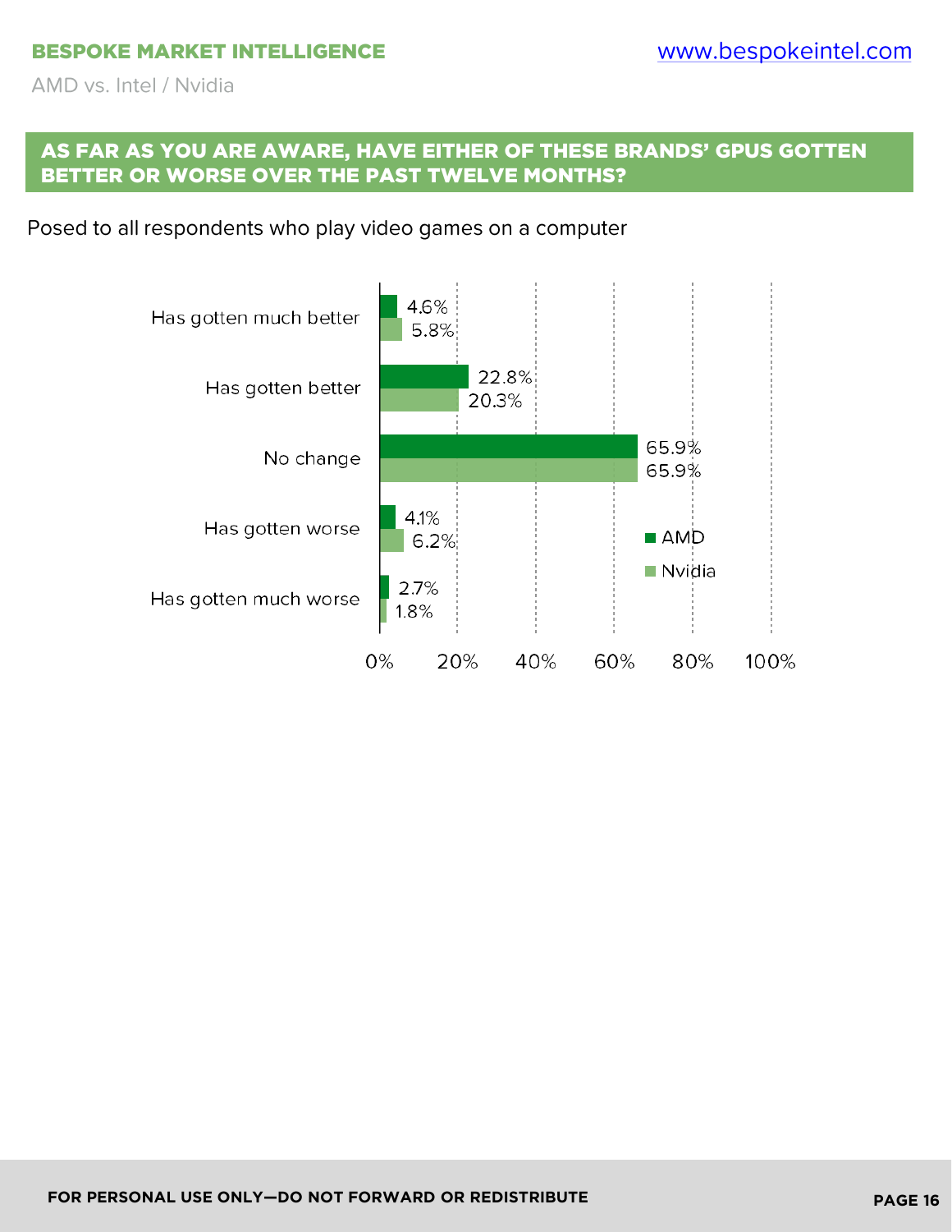## AS FAR AS YOU ARE AWARE, HAVE EITHER OF THESE BRANDS' GPUS GOTTEN BETTER OR WORSE OVER THE PAST TWELVE MONTHS?

Posed to all respondents who play video games on a computer

Has gotten much better
4.6%
5.8%

Has gotten better
22.8%
20.3%

No change
65.9%
65.9%

Has gotten worse
4.1%
6.2%

Has gotten much worse
2.7%
1.8%

0% 20% 40% 60% 80% 100%

AMD
Nvidia

**FOR PERSONAL USE ONLY—DO NOT FORWARD OR REDISTRIBUTE**